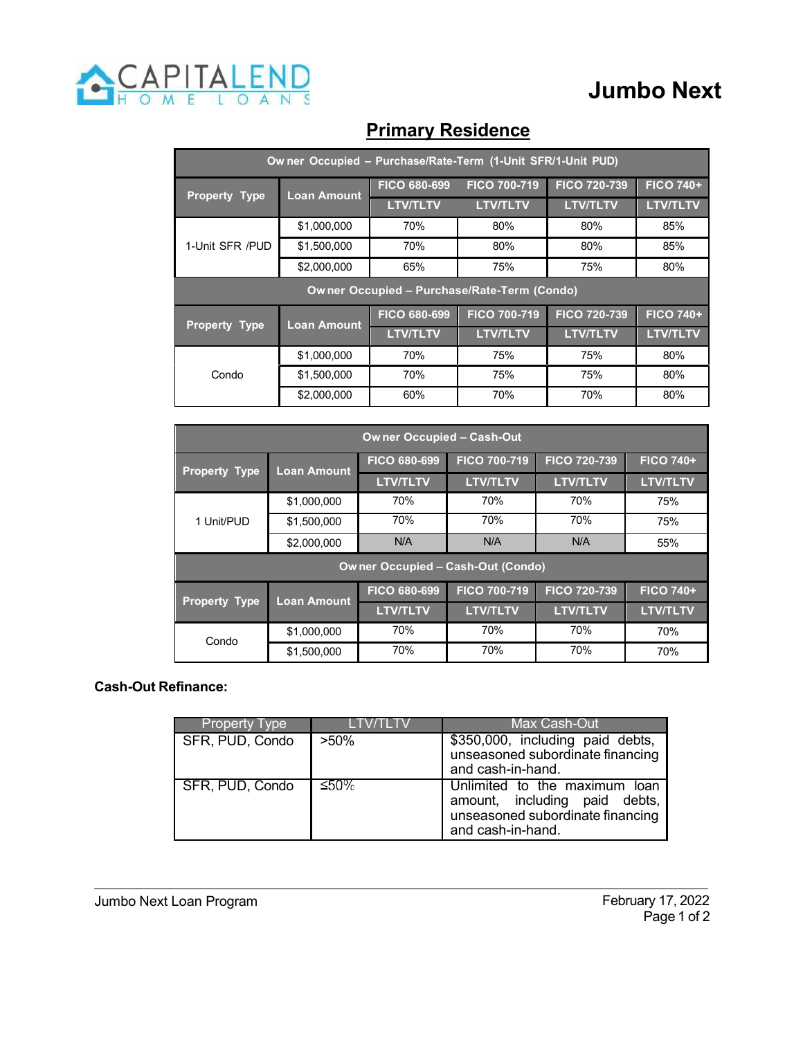CAPITALEND HOME LOANS

# Jumbo Next

## Primary Residence

| Owner Occupied – Purchase/Rate-Term (1-Unit SFR/1-Unit PUD) | | | | | |
|---|---|---|---|---|---|
| Property Type | Loan Amount | FICO 680-699 | FICO 700-719 | FICO 720-739 | FICO 740+ |
| | | LTV/TLTV | LTV/TLTV | LTV/TLTV | LTV/TLTV |
| 1-Unit SFR /PUD | $1,000,000 | 70% | 80% | 80% | 85% |
| | $1,500,000 | 70% | 80% | 80% | 85% |
| | $2,000,000 | 65% | 75% | 75% | 80% |
| **Owner Occupied – Purchase/Rate-Term (Condo)** | | | | | |
| Property Type | Loan Amount | FICO 680-699 | FICO 700-719 | FICO 720-739 | FICO 740+ |
| | | LTV/TLTV | LTV/TLTV | LTV/TLTV | LTV/TLTV |
| Condo | $1,000,000 | 70% | 75% | 75% | 80% |
| | $1,500,000 | 70% | 75% | 75% | 80% |
| | $2,000,000 | 60% | 70% | 70% | 80% |

| Owner Occupied – Cash-Out | | | | | |
|---|---|---|---|---|---|
| Property Type | Loan Amount | FICO 680-699 | FICO 700-719 | FICO 720-739 | FICO 740+ |
| | | LTV/TLTV | LTV/TLTV | LTV/TLTV | LTV/TLTV |
| 1 Unit/PUD | $1,000,000 | 70% | 70% | 70% | 75% |
| | $1,500,000 | 70% | 70% | 70% | 75% |
| | $2,000,000 | N/A | N/A | N/A | 55% |
| **Owner Occupied – Cash-Out (Condo)** | | | | | |
| Property Type | Loan Amount | FICO 680-699 | FICO 700-719 | FICO 720-739 | FICO 740+ |
| | | LTV/TLTV | LTV/TLTV | LTV/TLTV | LTV/TLTV |
| Condo | $1,000,000 | 70% | 70% | 70% | 70% |
| | $1,500,000 | 70% | 70% | 70% | 70% |

**Cash-Out Refinance:**

| Property Type | LTV/TLTV | Max Cash-Out |
|---|---|---|
| SFR, PUD, Condo | >50% | $350,000, including paid debts, unseasoned subordinate financing and cash-in-hand. |
| SFR, PUD, Condo | ≤50% | Unlimited to the maximum loan amount, including paid debts, unseasoned subordinate financing and cash-in-hand. |

Jumbo Next Loan Program — February 17, 2022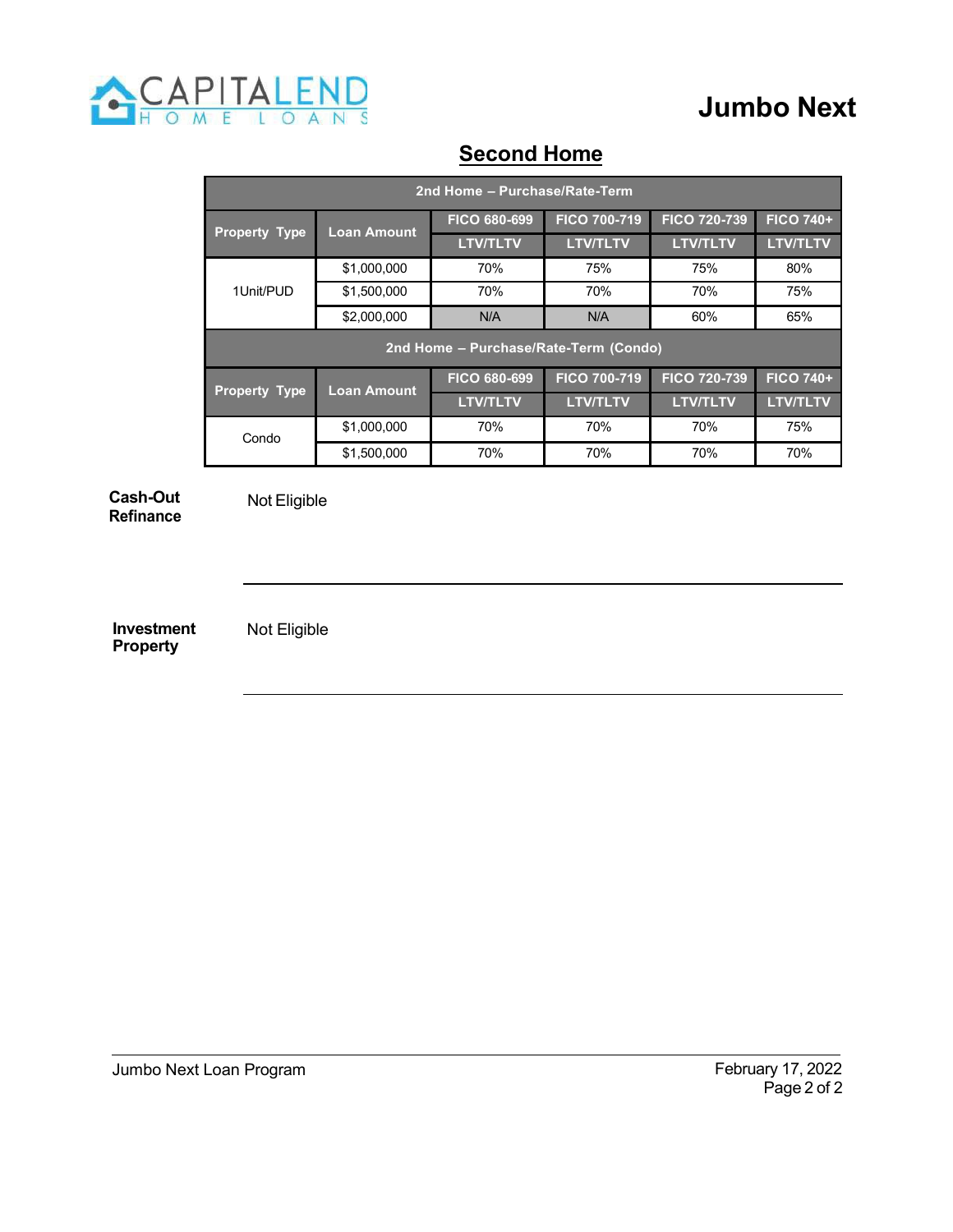# Jumbo Next

## Second Home

| 2nd Home – Purchase/Rate-Term | | | | | |
|---|---|---|---|---|---|
| Property Type | Loan Amount | FICO 680-699 | FICO 700-719 | FICO 720-739 | FICO 740+ |
| | | LTV/TLTV | LTV/TLTV | LTV/TLTV | LTV/TLTV |
| 1Unit/PUD | $1,000,000 | 70% | 75% | 75% | 80% |
| | $1,500,000 | 70% | 70% | 70% | 75% |
| | $2,000,000 | N/A | N/A | 60% | 65% |
| **2nd Home – Purchase/Rate-Term (Condo)** | | | | | |
| Property Type | Loan Amount | FICO 680-699 | FICO 700-719 | FICO 720-739 | FICO 740+ |
| | | LTV/TLTV | LTV/TLTV | LTV/TLTV | LTV/TLTV |
| Condo | $1,000,000 | 70% | 70% | 70% | 75% |
| | $1,500,000 | 70% | 70% | 70% | 70% |

**Cash-Out Refinance**

Not Eligible

**Investment Property**

Not Eligible

Jumbo Next Loan Program

February 17, 2022